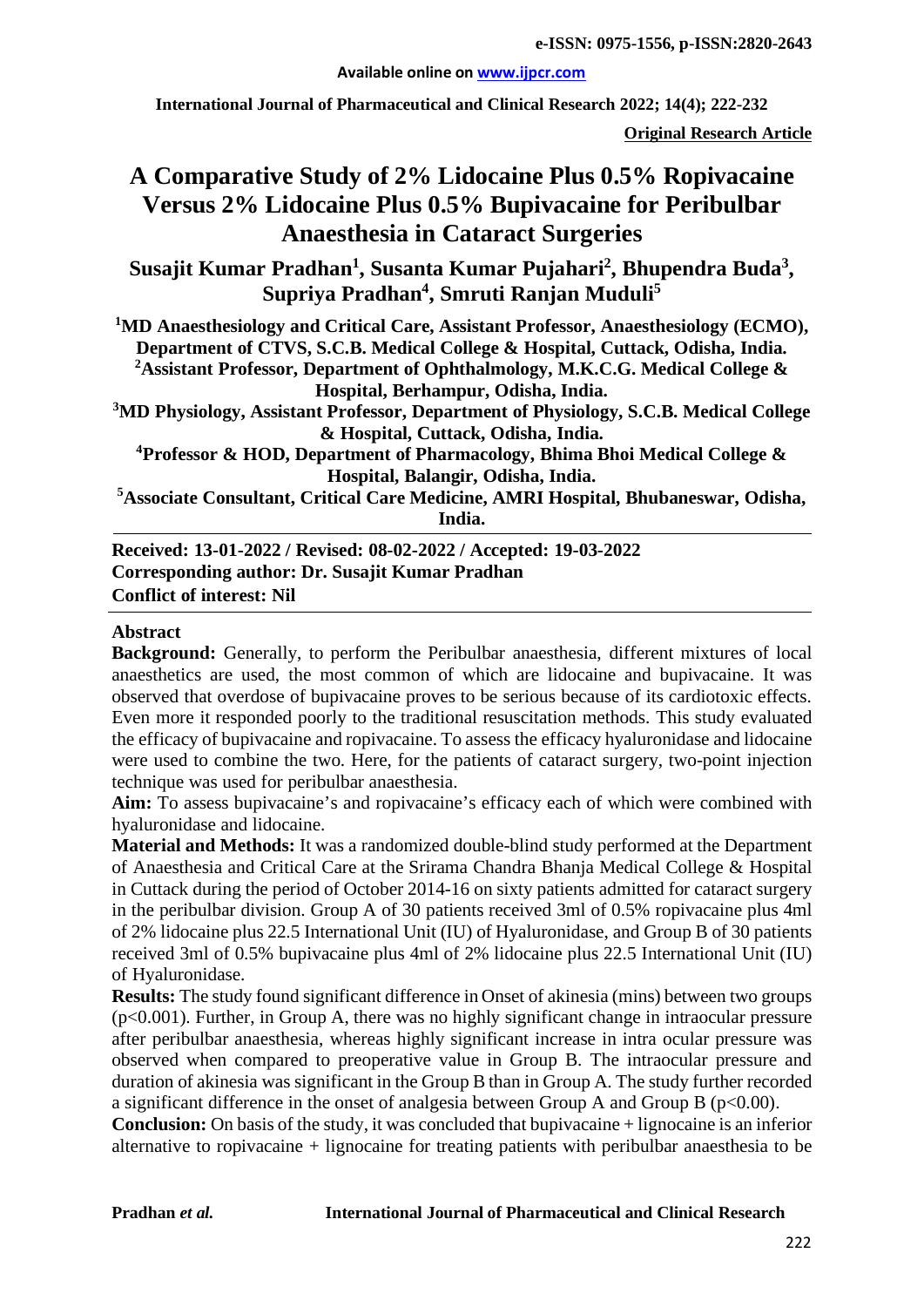**e-ISSN: 0975-1556, p-ISSN:2820-2643**

**Available online on www.ijpcr.com**

**International Journal of Pharmaceutical and Clinical Research 2022; 14(4); 222-232**

**Original Research Article**

# A Comparative Study of 2% Lidocaine Plus 0.5% Ropivacaine Versus 2% Lidocaine Plus 0.5% Bupivacaine for Peribulbar Anaesthesia in Cataract Surgeries

**Susajit Kumar Pradhan[1], Susanta Kumar Pujahari[2], Bhupendra Buda[3], Supriya Pradhan[4], Smruti Ranjan Muduli[5]**

[1]MD Anaesthesiology and Critical Care, Assistant Professor, Anaesthesiology (ECMO), Department of CTVS, S.C.B. Medical College & Hospital, Cuttack, Odisha, India.

[2]Assistant Professor, Department of Ophthalmology, M.K.C.G. Medical College & Hospital, Berhampur, Odisha, India.

[3]MD Physiology, Assistant Professor, Department of Physiology, S.C.B. Medical College & Hospital, Cuttack, Odisha, India.

[4]Professor & HOD, Department of Pharmacology, Bhima Bhoi Medical College & Hospital, Balangir, Odisha, India.

[5]Associate Consultant, Critical Care Medicine, AMRI Hospital, Bhubaneswar, Odisha, India.

**Received: 13-01-2022 / Revised: 08-02-2022 / Accepted: 19-03-2022**
**Corresponding author: Dr. Susajit Kumar Pradhan**
**Conflict of interest: Nil**

## Abstract

**Background:** Generally, to perform the Peribulbar anaesthesia, different mixtures of local anaesthetics are used, the most common of which are lidocaine and bupivacaine. It was observed that overdose of bupivacaine proves to be serious because of its cardiotoxic effects. Even more it responded poorly to the traditional resuscitation methods. This study evaluated the efficacy of bupivacaine and ropivacaine. To assess the efficacy hyaluronidase and lidocaine were used to combine the two. Here, for the patients of cataract surgery, two-point injection technique was used for peribulbar anaesthesia.

**Aim:** To assess bupivacaine's and ropivacaine's efficacy each of which were combined with hyaluronidase and lidocaine.

**Material and Methods:** It was a randomized double-blind study performed at the Department of Anaesthesia and Critical Care at the Srirama Chandra Bhanja Medical College & Hospital in Cuttack during the period of October 2014-16 on sixty patients admitted for cataract surgery in the peribulbar division. Group A of 30 patients received 3ml of 0.5% ropivacaine plus 4ml of 2% lidocaine plus 22.5 International Unit (IU) of Hyaluronidase, and Group B of 30 patients received 3ml of 0.5% bupivacaine plus 4ml of 2% lidocaine plus 22.5 International Unit (IU) of Hyaluronidase.

**Results:** The study found significant difference in Onset of akinesia (mins) between two groups ($p<0.001$). Further, in Group A, there was no highly significant change in intraocular pressure after peribulbar anaesthesia, whereas highly significant increase in intra ocular pressure was observed when compared to preoperative value in Group B. The intraocular pressure and duration of akinesia was significant in the Group B than in Group A. The study further recorded a significant difference in the onset of analgesia between Group A and Group B ($p<0.00$).

**Conclusion:** On basis of the study, it was concluded that bupivacaine + lignocaine is an inferior alternative to ropivacaine + lignocaine for treating patients with peribulbar anaesthesia to be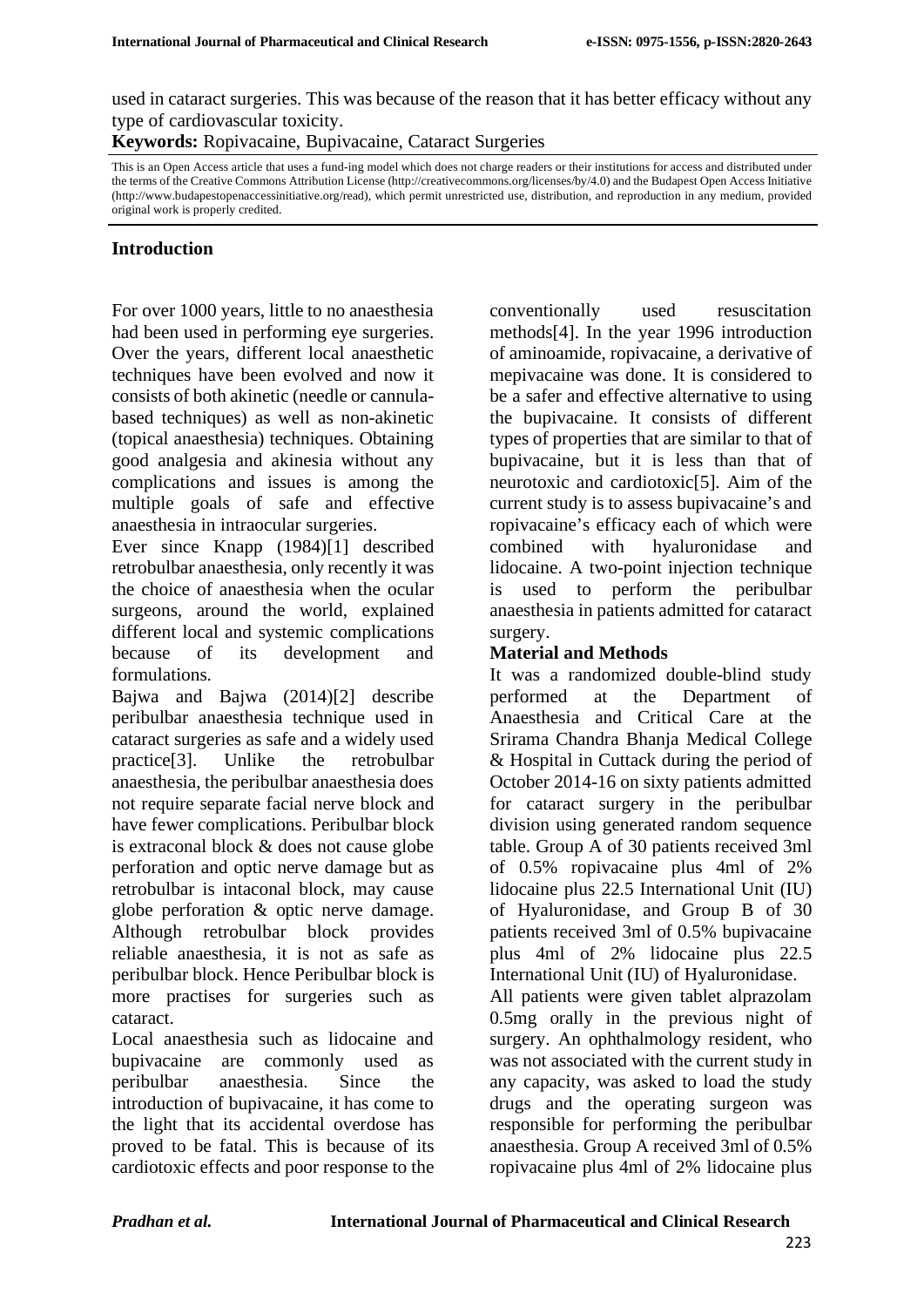used in cataract surgeries. This was because of the reason that it has better efficacy without any type of cardiovascular toxicity.

**Keywords:** Ropivacaine, Bupivacaine, Cataract Surgeries

This is an Open Access article that uses a fund-ing model which does not charge readers or their institutions for access and distributed under the terms of the Creative Commons Attribution License (http://creativecommons.org/licenses/by/4.0) and the Budapest Open Access Initiative (http://www.budapestopenaccessinitiative.org/read), which permit unrestricted use, distribution, and reproduction in any medium, provided original work is properly credited.

## Introduction

For over 1000 years, little to no anaesthesia had been used in performing eye surgeries. Over the years, different local anaesthetic techniques have been evolved and now it consists of both akinetic (needle or cannula-based techniques) as well as non-akinetic (topical anaesthesia) techniques. Obtaining good analgesia and akinesia without any complications and issues is among the multiple goals of safe and effective anaesthesia in intraocular surgeries.

Ever since Knapp (1984)[1] described retrobulbar anaesthesia, only recently it was the choice of anaesthesia when the ocular surgeons, around the world, explained different local and systemic complications because of its development and formulations.

Bajwa and Bajwa (2014)[2] describe peribulbar anaesthesia technique used in cataract surgeries as safe and a widely used practice[3]. Unlike the retrobulbar anaesthesia, the peribulbar anaesthesia does not require separate facial nerve block and have fewer complications. Peribulbar block is extraconal block & does not cause globe perforation and optic nerve damage but as retrobulbar is intaconal block, may cause globe perforation & optic nerve damage. Although retrobulbar block provides reliable anaesthesia, it is not as safe as peribulbar block. Hence Peribulbar block is more practises for surgeries such as cataract.

Local anaesthesia such as lidocaine and bupivacaine are commonly used as peribulbar anaesthesia. Since the introduction of bupivacaine, it has come to the light that its accidental overdose has proved to be fatal. This is because of its cardiotoxic effects and poor response to the conventionally used resuscitation methods[4]. In the year 1996 introduction of aminoamide, ropivacaine, a derivative of mepivacaine was done. It is considered to be a safer and effective alternative to using the bupivacaine. It consists of different types of properties that are similar to that of bupivacaine, but it is less than that of neurotoxic and cardiotoxic[5]. Aim of the current study is to assess bupivacaine's and ropivacaine's efficacy each of which were combined with hyaluronidase and lidocaine. A two-point injection technique is used to perform the peribulbar anaesthesia in patients admitted for cataract surgery.

## Material and Methods

It was a randomized double-blind study performed at the Department of Anaesthesia and Critical Care at the Srirama Chandra Bhanja Medical College & Hospital in Cuttack during the period of October 2014-16 on sixty patients admitted for cataract surgery in the peribulbar division using generated random sequence table. Group A of 30 patients received 3ml of 0.5% ropivacaine plus 4ml of 2% lidocaine plus 22.5 International Unit (IU) of Hyaluronidase, and Group B of 30 patients received 3ml of 0.5% bupivacaine plus 4ml of 2% lidocaine plus 22.5 International Unit (IU) of Hyaluronidase.

All patients were given tablet alprazolam 0.5mg orally in the previous night of surgery. An ophthalmology resident, who was not associated with the current study in any capacity, was asked to load the study drugs and the operating surgeon was responsible for performing the peribulbar anaesthesia. Group A received 3ml of 0.5% ropivacaine plus 4ml of 2% lidocaine plus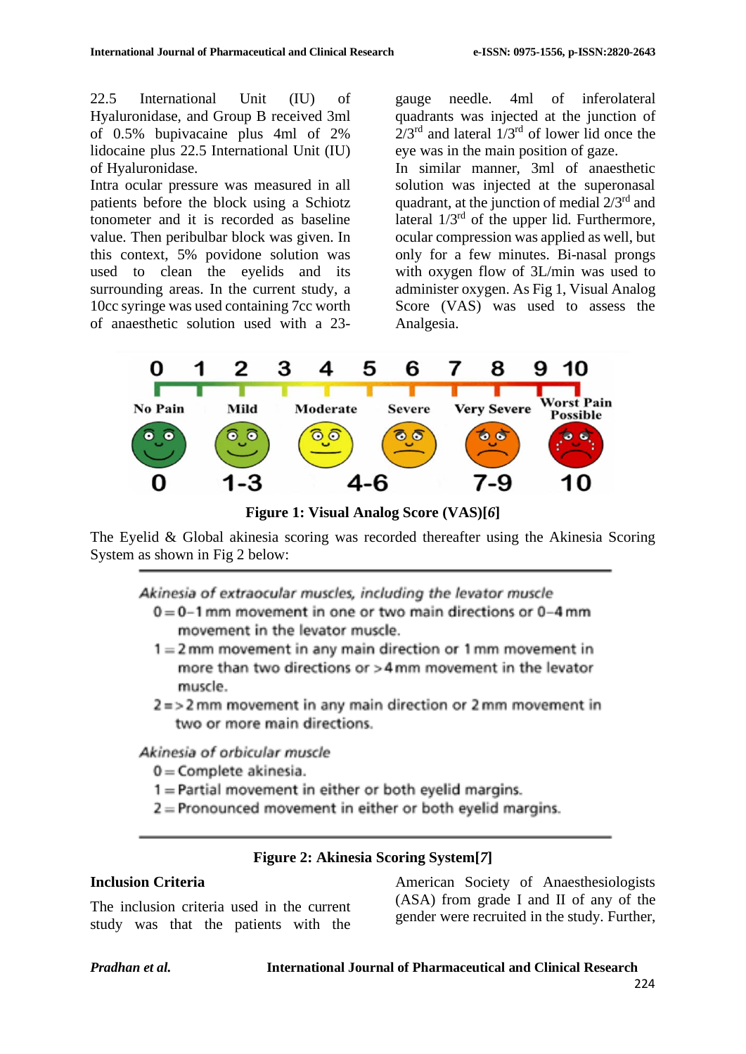22.5 International Unit (IU) of Hyaluronidase, and Group B received 3ml of 0.5% bupivacaine plus 4ml of 2% lidocaine plus 22.5 International Unit (IU) of Hyaluronidase.

Intra ocular pressure was measured in all patients before the block using a Schiotz tonometer and it is recorded as baseline value. Then peribulbar block was given. In this context, 5% povidone solution was used to clean the eyelids and its surrounding areas. In the current study, a 10cc syringe was used containing 7cc worth of anaesthetic solution used with a 23-gauge needle. 4ml of inferolateral quadrants was injected at the junction of 2/3rd and lateral 1/3rd of lower lid once the eye was in the main position of gaze.

In similar manner, 3ml of anaesthetic solution was injected at the superonasal quadrant, at the junction of medial 2/3rd and lateral 1/3rd of the upper lid. Furthermore, ocular compression was applied as well, but only for a few minutes. Bi-nasal prongs with oxygen flow of 3L/min was used to administer oxygen. As Fig 1, Visual Analog Score (VAS) was used to assess the Analgesia.

**Figure 1: Visual Analog Score (VAS)[6]**

The Eyelid & Global akinesia scoring was recorded thereafter using the Akinesia Scoring System as shown in Fig 2 below:

*Akinesia of extraocular muscles, including the levator muscle*

0 = 0–1 mm movement in one or two main directions or 0–4 mm movement in the levator muscle.

1 = 2 mm movement in any main direction or 1 mm movement in more than two directions or >4 mm movement in the levator muscle.

2 = >2 mm movement in any main direction or 2 mm movement in two or more main directions.

*Akinesia of orbicular muscle*

0 = Complete akinesia.

1 = Partial movement in either or both eyelid margins.

2 = Pronounced movement in either or both eyelid margins.

**Figure 2: Akinesia Scoring System[7]**

### Inclusion Criteria

The inclusion criteria used in the current study was that the patients with the American Society of Anaesthesiologists (ASA) from grade I and II of any of the gender were recruited in the study. Further,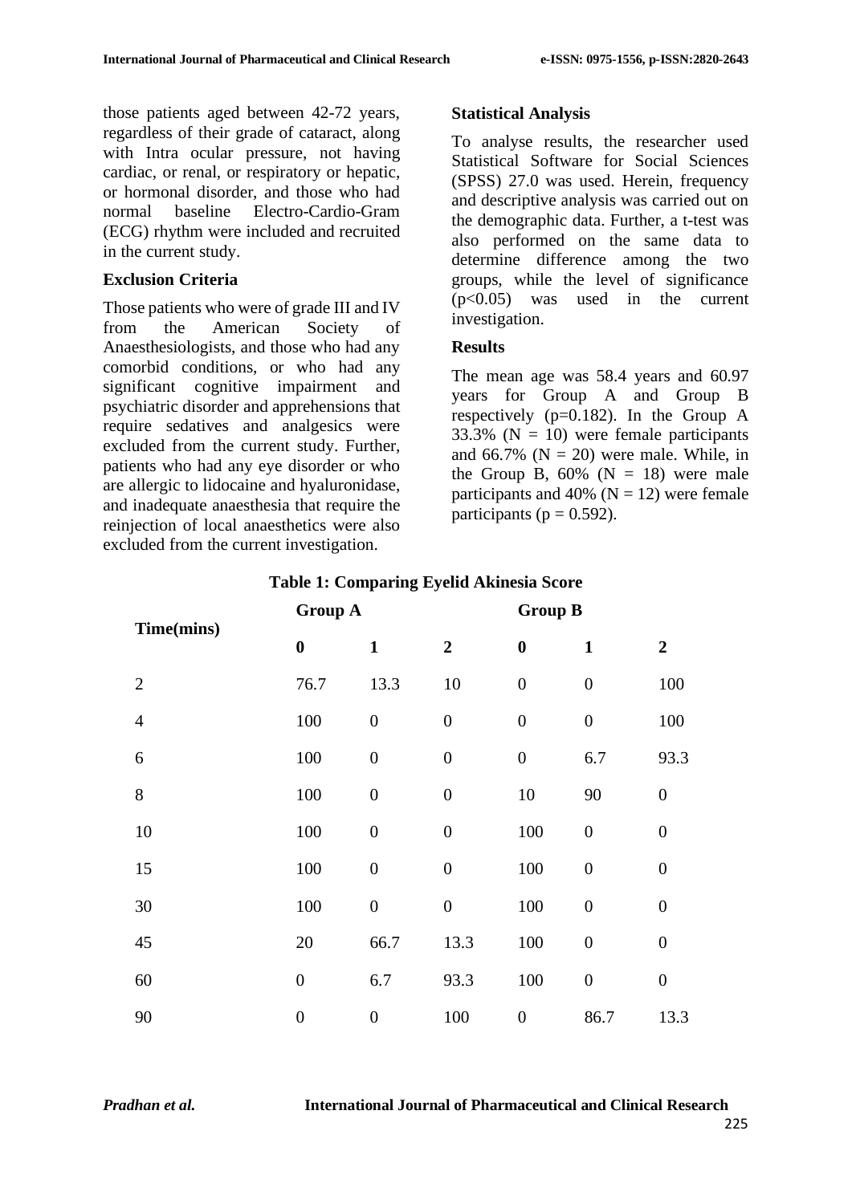those patients aged between 42-72 years, regardless of their grade of cataract, along with Intra ocular pressure, not having cardiac, or renal, or respiratory or hepatic, or hormonal disorder, and those who had normal baseline Electro-Cardio-Gram (ECG) rhythm were included and recruited in the current study.

**Exclusion Criteria**

Those patients who were of grade III and IV from the American Society of Anaesthesiologists, and those who had any comorbid conditions, or who had any significant cognitive impairment and psychiatric disorder and apprehensions that require sedatives and analgesics were excluded from the current study. Further, patients who had any eye disorder or who are allergic to lidocaine and hyaluronidase, and inadequate anaesthesia that require the reinjection of local anaesthetics were also excluded from the current investigation.

**Statistical Analysis**

To analyse results, the researcher used Statistical Software for Social Sciences (SPSS) 27.0 was used. Herein, frequency and descriptive analysis was carried out on the demographic data. Further, a t-test was also performed on the same data to determine difference among the two groups, while the level of significance ($p<0.05$) was used in the current investigation.

**Results**

The mean age was 58.4 years and 60.97 years for Group A and Group B respectively ($p=0.182$). In the Group A 33.3% ($N = 10$) were female participants and 66.7% ($N = 20$) were male. While, in the Group B, 60% ($N = 18$) were male participants and 40% ($N = 12$) were female participants ($p = 0.592$).

**Table 1: Comparing Eyelid Akinesia Score**

| Time(mins) | Group A | | | Group B | | |
|---|---|---|---|---|---|---|
| | **0** | **1** | **2** | **0** | **1** | **2** |
| 2 | 76.7 | 13.3 | 10 | 0 | 0 | 100 |
| 4 | 100 | 0 | 0 | 0 | 0 | 100 |
| 6 | 100 | 0 | 0 | 0 | 6.7 | 93.3 |
| 8 | 100 | 0 | 0 | 10 | 90 | 0 |
| 10 | 100 | 0 | 0 | 100 | 0 | 0 |
| 15 | 100 | 0 | 0 | 100 | 0 | 0 |
| 30 | 100 | 0 | 0 | 100 | 0 | 0 |
| 45 | 20 | 66.7 | 13.3 | 100 | 0 | 0 |
| 60 | 0 | 6.7 | 93.3 | 100 | 0 | 0 |
| 90 | 0 | 0 | 100 | 0 | 86.7 | 13.3 |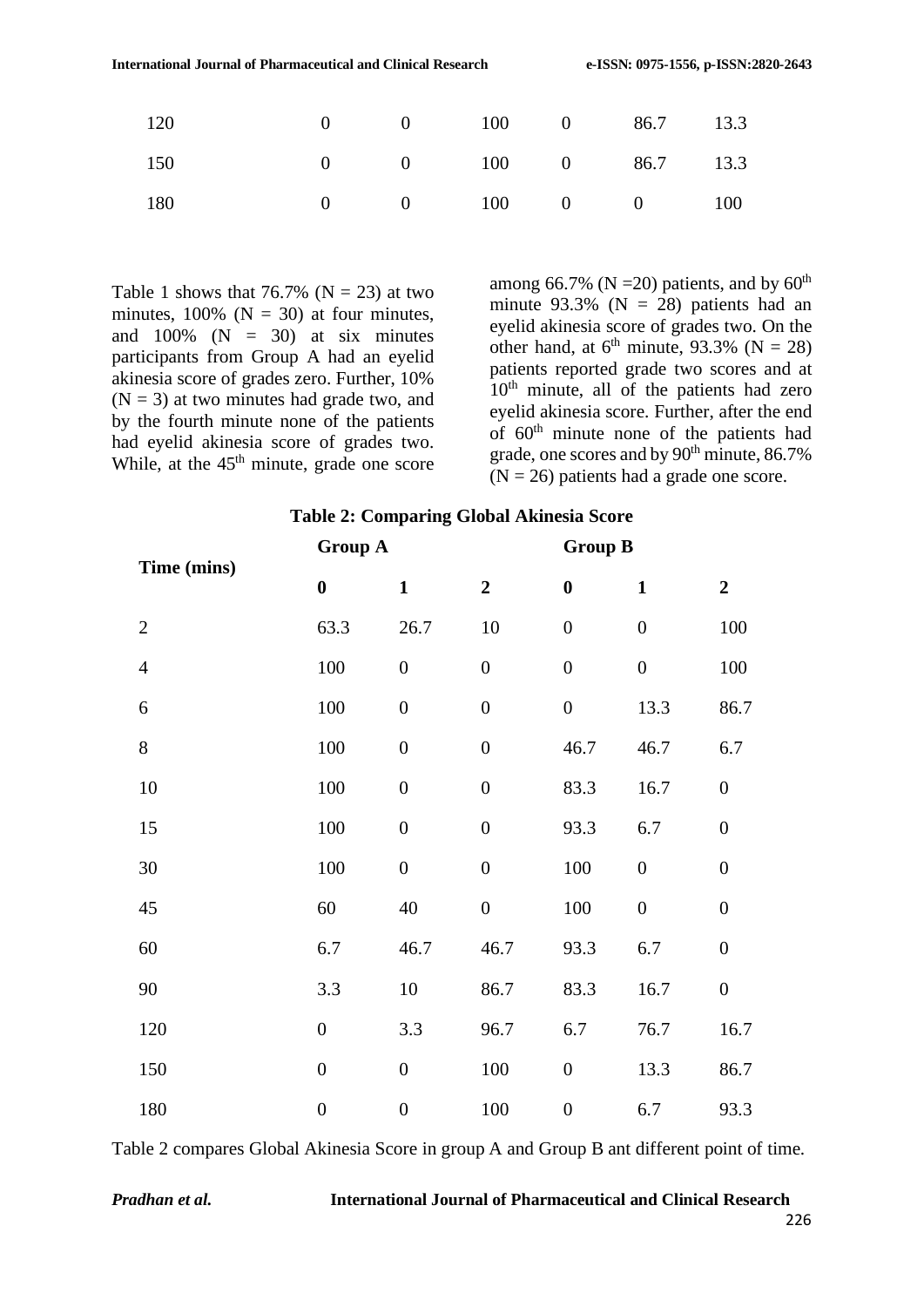| 120 | 0 | 0 | 100 | 0 | 86.7 | 13.3 |
|---|---|---|---|---|---|---|
| 150 | 0 | 0 | 100 | 0 | 86.7 | 13.3 |
| 180 | 0 | 0 | 100 | 0 | 0 | 100 |

Table 1 shows that 76.7% (N = 23) at two minutes, 100% (N = 30) at four minutes, and 100% (N = 30) at six minutes participants from Group A had an eyelid akinesia score of grades zero. Further, 10% (N = 3) at two minutes had grade two, and by the fourth minute none of the patients had eyelid akinesia score of grades two. While, at the 45th minute, grade one score among 66.7% (N =20) patients, and by 60th minute 93.3% (N = 28) patients had an eyelid akinesia score of grades two. On the other hand, at 6th minute, 93.3% (N = 28) patients reported grade two scores and at 10th minute, all of the patients had zero eyelid akinesia score. Further, after the end of 60th minute none of the patients had grade, one scores and by 90th minute, 86.7% (N = 26) patients had a grade one score.

**Table 2: Comparing Global Akinesia Score**

| Time (mins) | Group A | | | Group B | | |
|---|---|---|---|---|---|---|
| | **0** | **1** | **2** | **0** | **1** | **2** |
| 2 | 63.3 | 26.7 | 10 | 0 | 0 | 100 |
| 4 | 100 | 0 | 0 | 0 | 0 | 100 |
| 6 | 100 | 0 | 0 | 0 | 13.3 | 86.7 |
| 8 | 100 | 0 | 0 | 46.7 | 46.7 | 6.7 |
| 10 | 100 | 0 | 0 | 83.3 | 16.7 | 0 |
| 15 | 100 | 0 | 0 | 93.3 | 6.7 | 0 |
| 30 | 100 | 0 | 0 | 100 | 0 | 0 |
| 45 | 60 | 40 | 0 | 100 | 0 | 0 |
| 60 | 6.7 | 46.7 | 46.7 | 93.3 | 6.7 | 0 |
| 90 | 3.3 | 10 | 86.7 | 83.3 | 16.7 | 0 |
| 120 | 0 | 3.3 | 96.7 | 6.7 | 76.7 | 16.7 |
| 150 | 0 | 0 | 100 | 0 | 13.3 | 86.7 |
| 180 | 0 | 0 | 100 | 0 | 6.7 | 93.3 |

Table 2 compares Global Akinesia Score in group A and Group B ant different point of time.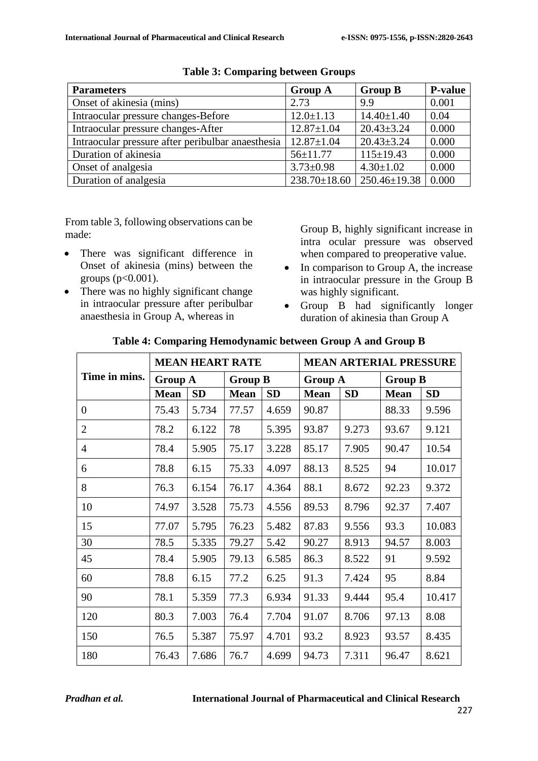**Table 3: Comparing between Groups**

| Parameters | Group A | Group B | P-value |
|---|---|---|---|
| Onset of akinesia (mins) | 2.73 | 9.9 | 0.001 |
| Intraocular pressure changes-Before | 12.0±1.13 | 14.40±1.40 | 0.04 |
| Intraocular pressure changes-After | 12.87±1.04 | 20.43±3.24 | 0.000 |
| Intraocular pressure after peribulbar anaesthesia | 12.87±1.04 | 20.43±3.24 | 0.000 |
| Duration of akinesia | 56±11.77 | 115±19.43 | 0.000 |
| Onset of analgesia | 3.73±0.98 | 4.30±1.02 | 0.000 |
| Duration of analgesia | 238.70±18.60 | 250.46±19.38 | 0.000 |

From table 3, following observations can be made:

- There was significant difference in Onset of akinesia (mins) between the groups ($p<0.001$).
- There was no highly significant change in intraocular pressure after peribulbar anaesthesia in Group A, whereas in Group B, highly significant increase in intra ocular pressure was observed when compared to preoperative value.
- In comparison to Group A, the increase in intraocular pressure in the Group B was highly significant.
- Group B had significantly longer duration of akinesia than Group A

**Table 4: Comparing Hemodynamic between Group A and Group B**

| Time in mins. | MEAN HEART RATE | | | | MEAN ARTERIAL PRESSURE | | | |
|---|---|---|---|---|---|---|---|---|
| | Group A | | Group B | | Group A | | Group B | |
| | Mean | SD | Mean | SD | Mean | SD | Mean | SD |
| 0 | 75.43 | 5.734 | 77.57 | 4.659 | 90.87 | | 88.33 | 9.596 |
| 2 | 78.2 | 6.122 | 78 | 5.395 | 93.87 | 9.273 | 93.67 | 9.121 |
| 4 | 78.4 | 5.905 | 75.17 | 3.228 | 85.17 | 7.905 | 90.47 | 10.54 |
| 6 | 78.8 | 6.15 | 75.33 | 4.097 | 88.13 | 8.525 | 94 | 10.017 |
| 8 | 76.3 | 6.154 | 76.17 | 4.364 | 88.1 | 8.672 | 92.23 | 9.372 |
| 10 | 74.97 | 3.528 | 75.73 | 4.556 | 89.53 | 8.796 | 92.37 | 7.407 |
| 15 | 77.07 | 5.795 | 76.23 | 5.482 | 87.83 | 9.556 | 93.3 | 10.083 |
| 30 | 78.5 | 5.335 | 79.27 | 5.42 | 90.27 | 8.913 | 94.57 | 8.003 |
| 45 | 78.4 | 5.905 | 79.13 | 6.585 | 86.3 | 8.522 | 91 | 9.592 |
| 60 | 78.8 | 6.15 | 77.2 | 6.25 | 91.3 | 7.424 | 95 | 8.84 |
| 90 | 78.1 | 5.359 | 77.3 | 6.934 | 91.33 | 9.444 | 95.4 | 10.417 |
| 120 | 80.3 | 7.003 | 76.4 | 7.704 | 91.07 | 8.706 | 97.13 | 8.08 |
| 150 | 76.5 | 5.387 | 75.97 | 4.701 | 93.2 | 8.923 | 93.57 | 8.435 |
| 180 | 76.43 | 7.686 | 76.7 | 4.699 | 94.73 | 7.311 | 96.47 | 8.621 |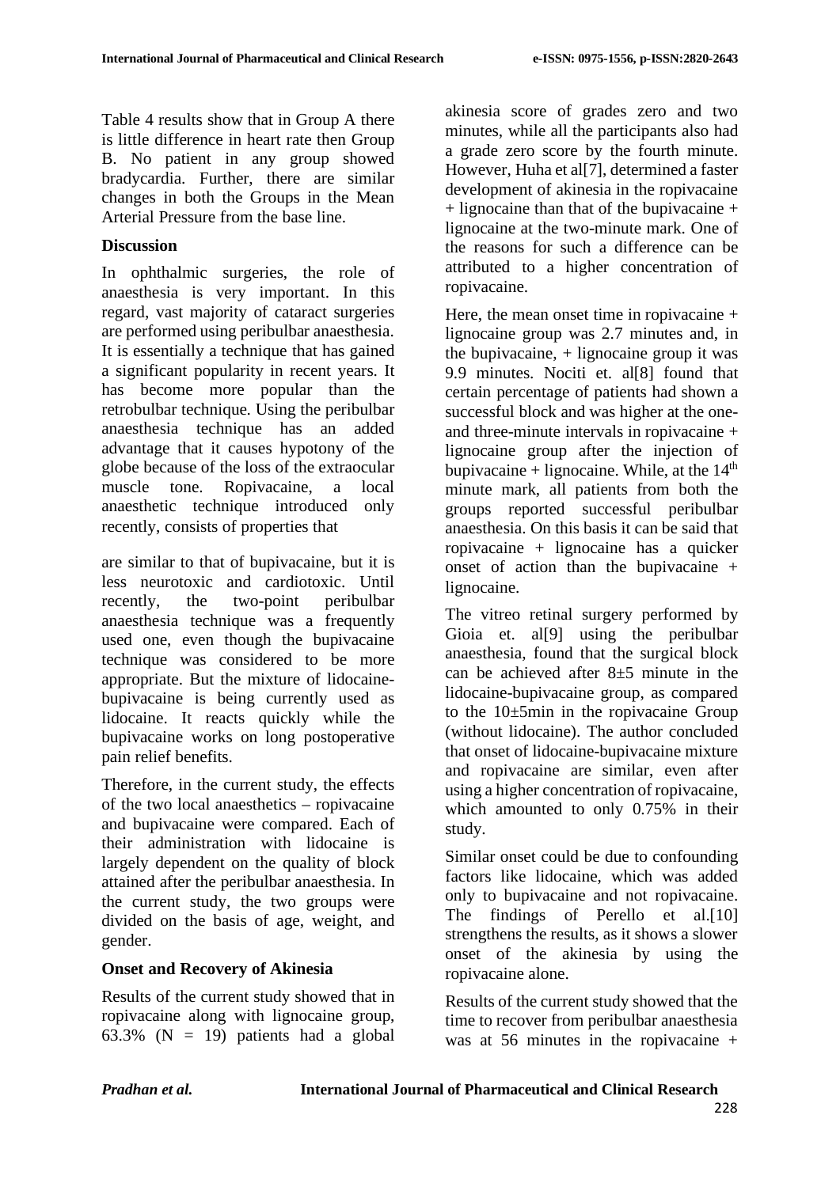Table 4 results show that in Group A there is little difference in heart rate then Group B. No patient in any group showed bradycardia. Further, there are similar changes in both the Groups in the Mean Arterial Pressure from the base line.

## Discussion

In ophthalmic surgeries, the role of anaesthesia is very important. In this regard, vast majority of cataract surgeries are performed using peribulbar anaesthesia. It is essentially a technique that has gained a significant popularity in recent years. It has become more popular than the retrobulbar technique. Using the peribulbar anaesthesia technique has an added advantage that it causes hypotony of the globe because of the loss of the extraocular muscle tone. Ropivacaine, a local anaesthetic technique introduced only recently, consists of properties that are similar to that of bupivacaine, but it is less neurotoxic and cardiotoxic. Until recently, the two-point peribulbar anaesthesia technique was a frequently used one, even though the bupivacaine technique was considered to be more appropriate. But the mixture of lidocaine-bupivacaine is being currently used as lidocaine. It reacts quickly while the bupivacaine works on long postoperative pain relief benefits.

Therefore, in the current study, the effects of the two local anaesthetics – ropivacaine and bupivacaine were compared. Each of their administration with lidocaine is largely dependent on the quality of block attained after the peribulbar anaesthesia. In the current study, the two groups were divided on the basis of age, weight, and gender.

### Onset and Recovery of Akinesia

Results of the current study showed that in ropivacaine along with lignocaine group, 63.3% (N = 19) patients had a global akinesia score of grades zero and two minutes, while all the participants also had a grade zero score by the fourth minute. However, Huha et al[7], determined a faster development of akinesia in the ropivacaine + lignocaine than that of the bupivacaine + lignocaine at the two-minute mark. One of the reasons for such a difference can be attributed to a higher concentration of ropivacaine.

Here, the mean onset time in ropivacaine + lignocaine group was 2.7 minutes and, in the bupivacaine, + lignocaine group it was 9.9 minutes. Nociti et. al[8] found that certain percentage of patients had shown a successful block and was higher at the one- and three-minute intervals in ropivacaine + lignocaine group after the injection of bupivacaine + lignocaine. While, at the 14th minute mark, all patients from both the groups reported successful peribulbar anaesthesia. On this basis it can be said that ropivacaine + lignocaine has a quicker onset of action than the bupivacaine + lignocaine.

The vitreo retinal surgery performed by Gioia et. al[9] using the peribulbar anaesthesia, found that the surgical block can be achieved after 8±5 minute in the lidocaine-bupivacaine group, as compared to the 10±5min in the ropivacaine Group (without lidocaine). The author concluded that onset of lidocaine-bupivacaine mixture and ropivacaine are similar, even after using a higher concentration of ropivacaine, which amounted to only 0.75% in their study.

Similar onset could be due to confounding factors like lidocaine, which was added only to bupivacaine and not ropivacaine. The findings of Perello et al.[10] strengthens the results, as it shows a slower onset of the akinesia by using the ropivacaine alone.

Results of the current study showed that the time to recover from peribulbar anaesthesia was at 56 minutes in the ropivacaine +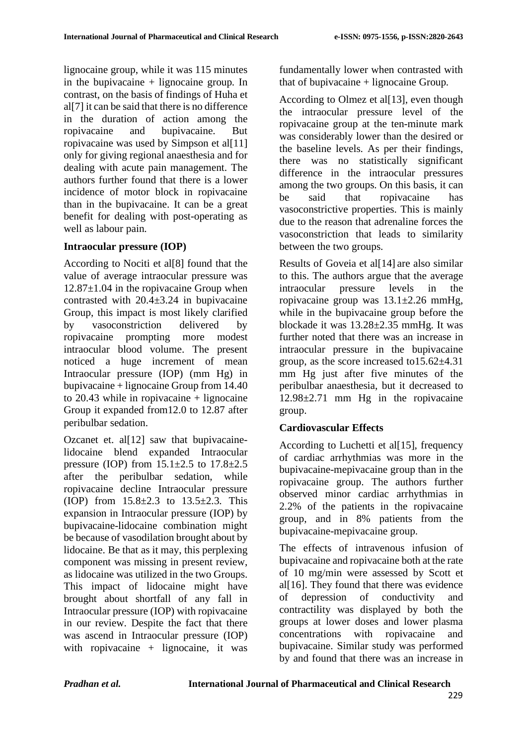lignocaine group, while it was 115 minutes in the bupivacaine + lignocaine group. In contrast, on the basis of findings of Huha et al[7] it can be said that there is no difference in the duration of action among the ropivacaine and bupivacaine. But ropivacaine was used by Simpson et al[11] only for giving regional anaesthesia and for dealing with acute pain management. The authors further found that there is a lower incidence of motor block in ropivacaine than in the bupivacaine. It can be a great benefit for dealing with post-operating as well as labour pain.

**Intraocular pressure (IOP)**

According to Nociti et al[8] found that the value of average intraocular pressure was 12.87±1.04 in the ropivacaine Group when contrasted with 20.4±3.24 in bupivacaine Group, this impact is most likely clarified by vasoconstriction delivered by ropivacaine prompting more modest intraocular blood volume. The present noticed a huge increment of mean Intraocular pressure (IOP) (mm Hg) in bupivacaine + lignocaine Group from 14.40 to 20.43 while in ropivacaine + lignocaine Group it expanded from12.0 to 12.87 after peribulbar sedation.

Ozcanet et. al[12] saw that bupivacaine-lidocaine blend expanded Intraocular pressure (IOP) from 15.1±2.5 to 17.8±2.5 after the peribulbar sedation, while ropivacaine decline Intraocular pressure (IOP) from 15.8±2.3 to 13.5±2.3. This expansion in Intraocular pressure (IOP) by bupivacaine-lidocaine combination might be because of vasodilation brought about by lidocaine. Be that as it may, this perplexing component was missing in present review, as lidocaine was utilized in the two Groups. This impact of lidocaine might have brought about shortfall of any fall in Intraocular pressure (IOP) with ropivacaine in our review. Despite the fact that there was ascend in Intraocular pressure (IOP) with ropivacaine + lignocaine, it was fundamentally lower when contrasted with that of bupivacaine + lignocaine Group.

According to Olmez et al[13], even though the intraocular pressure level of the ropivacaine group at the ten-minute mark was considerably lower than the desired or the baseline levels. As per their findings, there was no statistically significant difference in the intraocular pressures among the two groups. On this basis, it can be said that ropivacaine has vasoconstrictive properties. This is mainly due to the reason that adrenaline forces the vasoconstriction that leads to similarity between the two groups.

Results of Goveia et al[14] are also similar to this. The authors argue that the average intraocular pressure levels in the ropivacaine group was 13.1±2.26 mmHg, while in the bupivacaine group before the blockade it was 13.28±2.35 mmHg. It was further noted that there was an increase in intraocular pressure in the bupivacaine group, as the score increased to15.62±4.31 mm Hg just after five minutes of the peribulbar anaesthesia, but it decreased to 12.98±2.71 mm Hg in the ropivacaine group.

**Cardiovascular Effects**

According to Luchetti et al[15], frequency of cardiac arrhythmias was more in the bupivacaine-mepivacaine group than in the ropivacaine group. The authors further observed minor cardiac arrhythmias in 2.2% of the patients in the ropivacaine group, and in 8% patients from the bupivacaine-mepivacaine group.

The effects of intravenous infusion of bupivacaine and ropivacaine both at the rate of 10 mg/min were assessed by Scott et al[16]. They found that there was evidence of depression of conductivity and contractility was displayed by both the groups at lower doses and lower plasma concentrations with ropivacaine and bupivacaine. Similar study was performed by and found that there was an increase in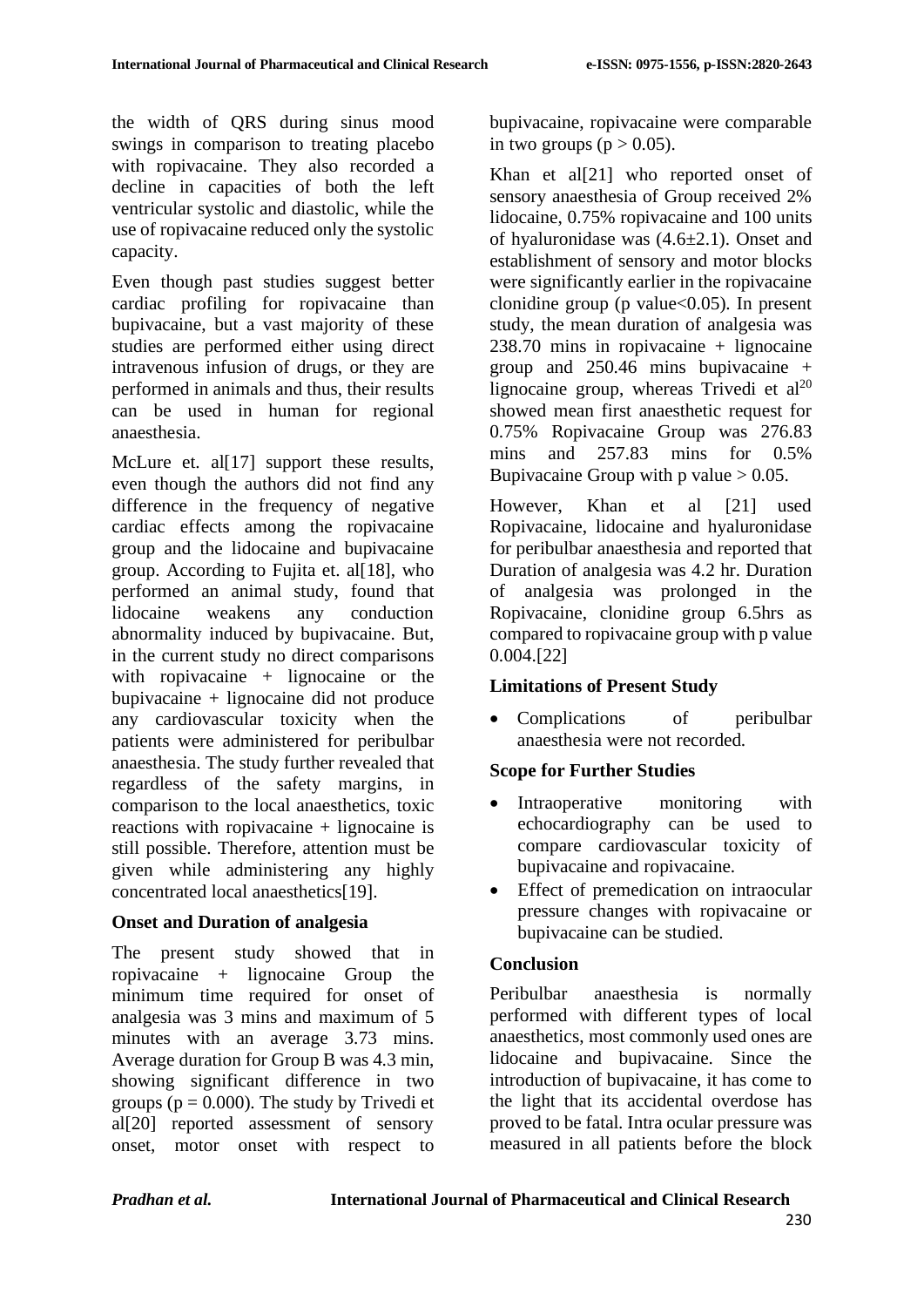the width of QRS during sinus mood swings in comparison to treating placebo with ropivacaine. They also recorded a decline in capacities of both the left ventricular systolic and diastolic, while the use of ropivacaine reduced only the systolic capacity.

Even though past studies suggest better cardiac profiling for ropivacaine than bupivacaine, but a vast majority of these studies are performed either using direct intravenous infusion of drugs, or they are performed in animals and thus, their results can be used in human for regional anaesthesia.

McLure et. al[17] support these results, even though the authors did not find any difference in the frequency of negative cardiac effects among the ropivacaine group and the lidocaine and bupivacaine group. According to Fujita et. al[18], who performed an animal study, found that lidocaine weakens any conduction abnormality induced by bupivacaine. But, in the current study no direct comparisons with ropivacaine + lignocaine or the bupivacaine + lignocaine did not produce any cardiovascular toxicity when the patients were administered for peribulbar anaesthesia. The study further revealed that regardless of the safety margins, in comparison to the local anaesthetics, toxic reactions with ropivacaine + lignocaine is still possible. Therefore, attention must be given while administering any highly concentrated local anaesthetics[19].

### Onset and Duration of analgesia

The present study showed that in ropivacaine + lignocaine Group the minimum time required for onset of analgesia was 3 mins and maximum of 5 minutes with an average 3.73 mins. Average duration for Group B was 4.3 min, showing significant difference in two groups ($p = 0.000$). The study by Trivedi et al[20] reported assessment of sensory onset, motor onset with respect to bupivacaine, ropivacaine were comparable in two groups ($p > 0.05$).

Khan et al[21] who reported onset of sensory anaesthesia of Group received 2% lidocaine, 0.75% ropivacaine and 100 units of hyaluronidase was (4.6±2.1). Onset and establishment of sensory and motor blocks were significantly earlier in the ropivacaine clonidine group (p value<0.05). In present study, the mean duration of analgesia was 238.70 mins in ropivacaine + lignocaine group and 250.46 mins bupivacaine + lignocaine group, whereas Trivedi et al[20] showed mean first anaesthetic request for 0.75% Ropivacaine Group was 276.83 mins and 257.83 mins for 0.5% Bupivacaine Group with p value > 0.05.

However, Khan et al [21] used Ropivacaine, lidocaine and hyaluronidase for peribulbar anaesthesia and reported that Duration of analgesia was 4.2 hr. Duration of analgesia was prolonged in the Ropivacaine, clonidine group 6.5hrs as compared to ropivacaine group with p value 0.004.[22]

### Limitations of Present Study

- Complications of peribulbar anaesthesia were not recorded.

### Scope for Further Studies

- Intraoperative monitoring with echocardiography can be used to compare cardiovascular toxicity of bupivacaine and ropivacaine.
- Effect of premedication on intraocular pressure changes with ropivacaine or bupivacaine can be studied.

### Conclusion

Peribulbar anaesthesia is normally performed with different types of local anaesthetics, most commonly used ones are lidocaine and bupivacaine. Since the introduction of bupivacaine, it has come to the light that its accidental overdose has proved to be fatal. Intra ocular pressure was measured in all patients before the block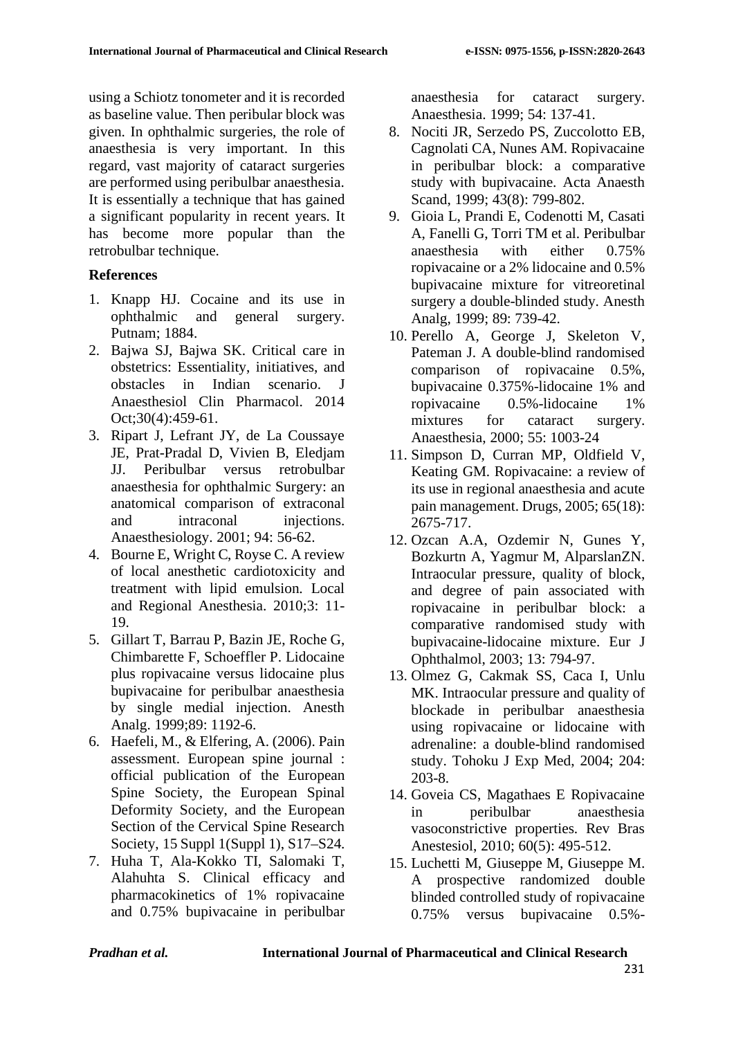using a Schiotz tonometer and it is recorded as baseline value. Then peribular block was given. In ophthalmic surgeries, the role of anaesthesia is very important. In this regard, vast majority of cataract surgeries are performed using peribulbar anaesthesia. It is essentially a technique that has gained a significant popularity in recent years. It has become more popular than the retrobulbar technique.

## References

1. Knapp HJ. Cocaine and its use in ophthalmic and general surgery. Putnam; 1884.
2. Bajwa SJ, Bajwa SK. Critical care in obstetrics: Essentiality, initiatives, and obstacles in Indian scenario. J Anaesthesiol Clin Pharmacol. 2014 Oct;30(4):459-61.
3. Ripart J, Lefrant JY, de La Coussaye JE, Prat-Pradal D, Vivien B, Eledjam JJ. Peribulbar versus retrobulbar anaesthesia for ophthalmic Surgery: an anatomical comparison of extraconal and intraconal injections. Anaesthesiology. 2001; 94: 56-62.
4. Bourne E, Wright C, Royse C. A review of local anesthetic cardiotoxicity and treatment with lipid emulsion. Local and Regional Anesthesia. 2010;3: 11-19.
5. Gillart T, Barrau P, Bazin JE, Roche G, Chimbarette F, Schoeffler P. Lidocaine plus ropivacaine versus lidocaine plus bupivacaine for peribulbar anaesthesia by single medial injection. Anesth Analg. 1999;89: 1192-6.
6. Haefeli, M., & Elfering, A. (2006). Pain assessment. European spine journal : official publication of the European Spine Society, the European Spinal Deformity Society, and the European Section of the Cervical Spine Research Society, 15 Suppl 1(Suppl 1), S17–S24.
7. Huha T, Ala-Kokko TI, Salomaki T, Alahuhta S. Clinical efficacy and pharmacokinetics of 1% ropivacaine and 0.75% bupivacaine in peribulbar anaesthesia for cataract surgery. Anaesthesia. 1999; 54: 137-41.
8. Nociti JR, Serzedo PS, Zuccolotto EB, Cagnolati CA, Nunes AM. Ropivacaine in peribulbar block: a comparative study with bupivacaine. Acta Anaesth Scand, 1999; 43(8): 799-802.
9. Gioia L, Prandi E, Codenotti M, Casati A, Fanelli G, Torri TM et al. Peribulbar anaesthesia with either 0.75% ropivacaine or a 2% lidocaine and 0.5% bupivacaine mixture for vitreoretinal surgery a double-blinded study. Anesth Analg, 1999; 89: 739-42.
10. Perello A, George J, Skeleton V, Pateman J. A double-blind randomised comparison of ropivacaine 0.5%, bupivacaine 0.375%-lidocaine 1% and ropivacaine 0.5%-lidocaine 1% mixtures for cataract surgery. Anaesthesia, 2000; 55: 1003-24
11. Simpson D, Curran MP, Oldfield V, Keating GM. Ropivacaine: a review of its use in regional anaesthesia and acute pain management. Drugs, 2005; 65(18): 2675-717.
12. Ozcan A.A, Ozdemir N, Gunes Y, Bozkurtn A, Yagmur M, AlparslanZN. Intraocular pressure, quality of block, and degree of pain associated with ropivacaine in peribulbar block: a comparative randomised study with bupivacaine-lidocaine mixture. Eur J Ophthalmol, 2003; 13: 794-97.
13. Olmez G, Cakmak SS, Caca I, Unlu MK. Intraocular pressure and quality of blockade in peribulbar anaesthesia using ropivacaine or lidocaine with adrenaline: a double-blind randomised study. Tohoku J Exp Med, 2004; 204: 203-8.
14. Goveia CS, Magathaes E Ropivacaine in peribulbar anaesthesia vasoconstrictive properties. Rev Bras Anestesiol, 2010; 60(5): 495-512.
15. Luchetti M, Giuseppe M, Giuseppe M. A prospective randomized double blinded controlled study of ropivacaine 0.75% versus bupivacaine 0.5%-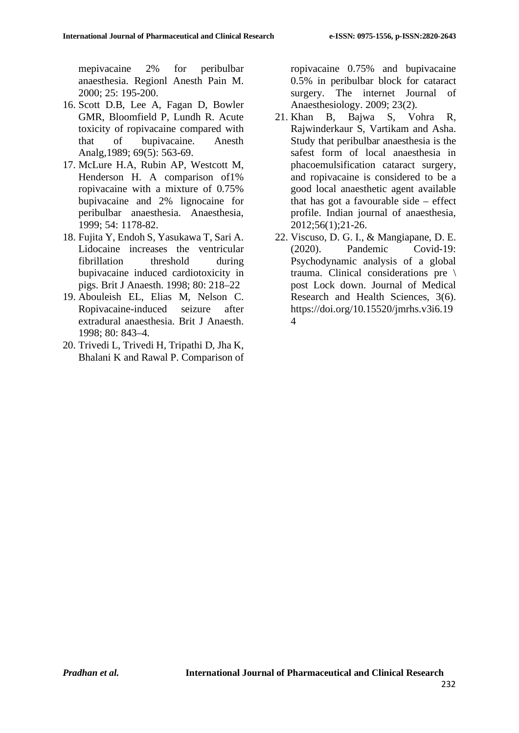mepivacaine 2% for peribulbar anaesthesia. Regionl Anesth Pain M. 2000; 25: 195-200.

16. Scott D.B, Lee A, Fagan D, Bowler GMR, Bloomfield P, Lundh R. Acute toxicity of ropivacaine compared with that of bupivacaine. Anesth Analg,1989; 69(5): 563-69.
17. McLure H.A, Rubin AP, Westcott M, Henderson H. A comparison of1% ropivacaine with a mixture of 0.75% bupivacaine and 2% lignocaine for peribulbar anaesthesia. Anaesthesia, 1999; 54: 1178-82.
18. Fujita Y, Endoh S, Yasukawa T, Sari A. Lidocaine increases the ventricular fibrillation threshold during bupivacaine induced cardiotoxicity in pigs. Brit J Anaesth. 1998; 80: 218–22
19. Abouleish EL, Elias M, Nelson C. Ropivacaine-induced seizure after extradural anaesthesia. Brit J Anaesth. 1998; 80: 843–4.
20. Trivedi L, Trivedi H, Tripathi D, Jha K, Bhalani K and Rawal P. Comparison of ropivacaine 0.75% and bupivacaine 0.5% in peribulbar block for cataract surgery. The internet Journal of Anaesthesiology. 2009; 23(2).
21. Khan B, Bajwa S, Vohra R, Rajwinderkaur S, Vartikam and Asha. Study that peribulbar anaesthesia is the safest form of local anaesthesia in phacoemulsification cataract surgery, and ropivacaine is considered to be a good local anaesthetic agent available that has got a favourable side – effect profile. Indian journal of anaesthesia, 2012;56(1);21-26.
22. Viscuso, D. G. I., & Mangiapane, D. E. (2020). Pandemic Covid-19: Psychodynamic analysis of a global trauma. Clinical considerations pre \ post Lock down. Journal of Medical Research and Health Sciences, 3(6). https://doi.org/10.15520/jmrhs.v3i6.194